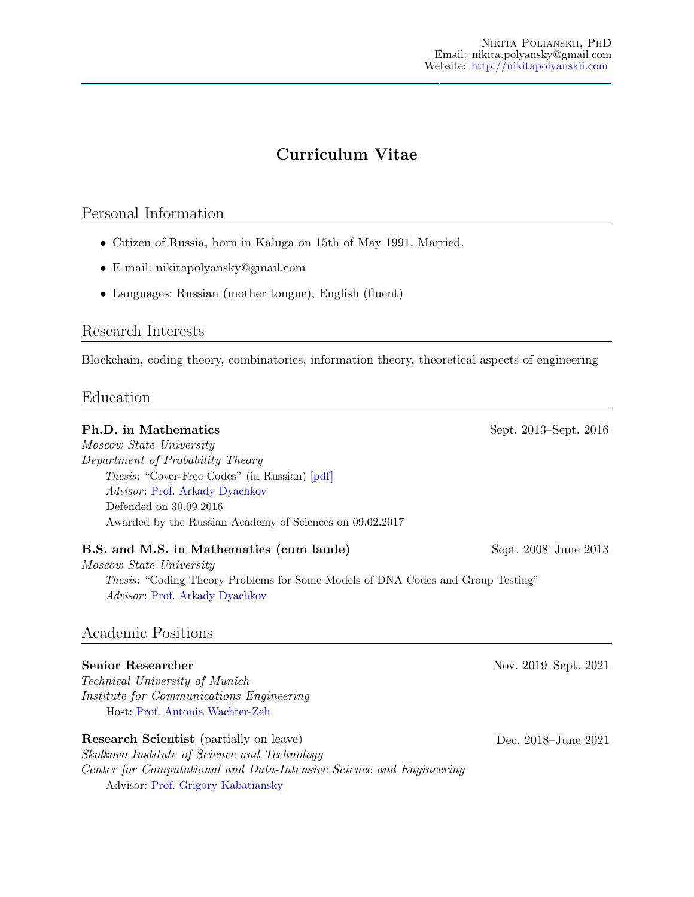Nikita Polianskii, PhD
Email: nikita.polyansky@gmail.com
Website: http://nikitapolyanskii.com

# Curriculum Vitae

## Personal Information

- Citizen of Russia, born in Kaluga on 15th of May 1991. Married.
- E-mail: nikitapolyansky@gmail.com
- Languages: Russian (mother tongue), English (fluent)

## Research Interests

Blockchain, coding theory, combinatorics, information theory, theoretical aspects of engineering

## Education

**Ph.D. in Mathematics** — Sept. 2013–Sept. 2016
*Moscow State University*
*Department of Probability Theory*
*Thesis*: "Cover-Free Codes" (in Russian) [pdf]
*Advisor*: Prof. Arkady Dyachkov
Defended on 30.09.2016
Awarded by the Russian Academy of Sciences on 09.02.2017

**B.S. and M.S. in Mathematics (cum laude)** — Sept. 2008–June 2013
*Moscow State University*
*Thesis*: "Coding Theory Problems for Some Models of DNA Codes and Group Testing"
*Advisor*: Prof. Arkady Dyachkov

## Academic Positions

**Senior Researcher** — Nov. 2019–Sept. 2021
*Technical University of Munich*
*Institute for Communications Engineering*
Host: Prof. Antonia Wachter-Zeh

**Research Scientist** (partially on leave) — Dec. 2018–June 2021
*Skolkovo Institute of Science and Technology*
*Center for Computational and Data-Intensive Science and Engineering*
Advisor: Prof. Grigory Kabatiansky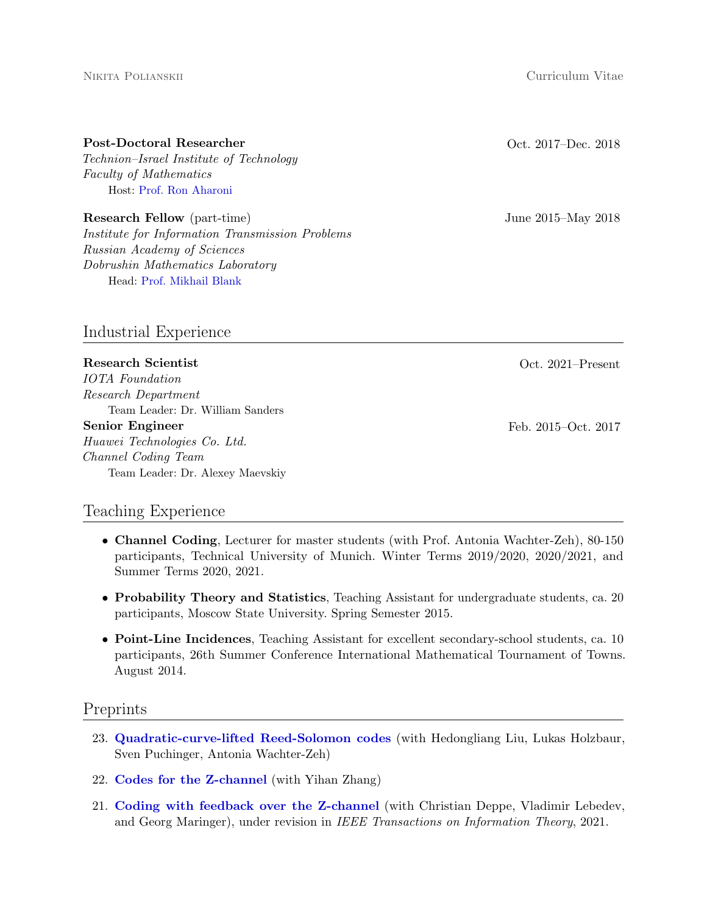**Post-Doctoral Researcher** Oct. 2017–Dec. 2018
*Technion–Israel Institute of Technology*
*Faculty of Mathematics*
Host: Prof. Ron Aharoni

**Research Fellow** (part-time) June 2015–May 2018
*Institute for Information Transmission Problems*
*Russian Academy of Sciences*
*Dobrushin Mathematics Laboratory*
Head: Prof. Mikhail Blank

## Industrial Experience

**Research Scientist** Oct. 2021–Present
*IOTA Foundation*
*Research Department*
Team Leader: Dr. William Sanders

**Senior Engineer** Feb. 2015–Oct. 2017
*Huawei Technologies Co. Ltd.*
*Channel Coding Team*
Team Leader: Dr. Alexey Maevskiy

## Teaching Experience

- **Channel Coding**, Lecturer for master students (with Prof. Antonia Wachter-Zeh), 80-150 participants, Technical University of Munich. Winter Terms 2019/2020, 2020/2021, and Summer Terms 2020, 2021.
- **Probability Theory and Statistics**, Teaching Assistant for undergraduate students, ca. 20 participants, Moscow State University. Spring Semester 2015.
- **Point-Line Incidences**, Teaching Assistant for excellent secondary-school students, ca. 10 participants, 26th Summer Conference International Mathematical Tournament of Towns. August 2014.

## Preprints

23. **Quadratic-curve-lifted Reed-Solomon codes** (with Hedongliang Liu, Lukas Holzbaur, Sven Puchinger, Antonia Wachter-Zeh)

22. **Codes for the Z-channel** (with Yihan Zhang)

21. **Coding with feedback over the Z-channel** (with Christian Deppe, Vladimir Lebedev, and Georg Maringer), under revision in *IEEE Transactions on Information Theory*, 2021.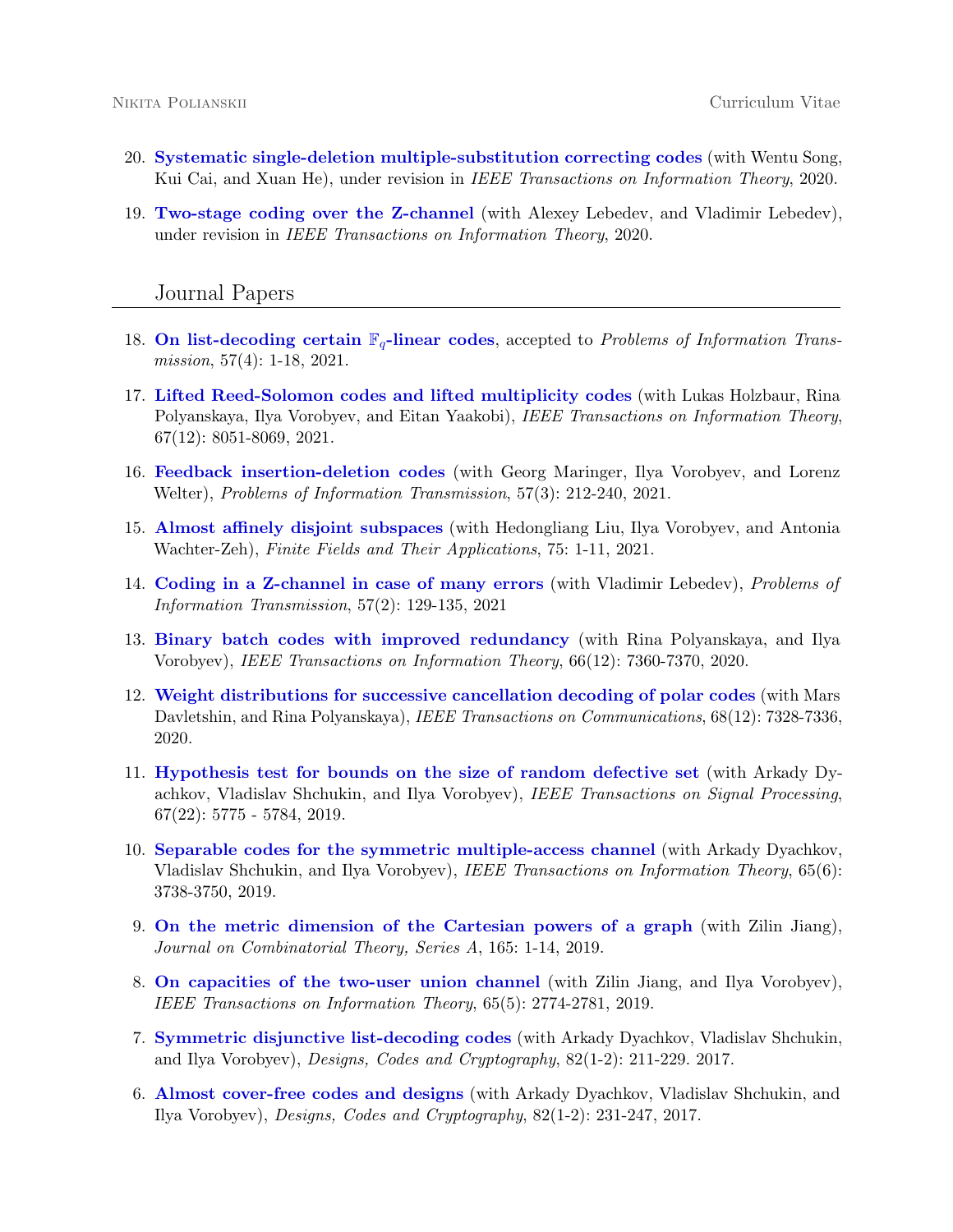20. **Systematic single-deletion multiple-substitution correcting codes** (with Wentu Song, Kui Cai, and Xuan He), under revision in *IEEE Transactions on Information Theory*, 2020.

19. **Two-stage coding over the Z-channel** (with Alexey Lebedev, and Vladimir Lebedev), under revision in *IEEE Transactions on Information Theory*, 2020.

## Journal Papers

18. **On list-decoding certain $\mathbb{F}_q$-linear codes**, accepted to *Problems of Information Transmission*, 57(4): 1-18, 2021.

17. **Lifted Reed-Solomon codes and lifted multiplicity codes** (with Lukas Holzbaur, Rina Polyanskaya, Ilya Vorobyev, and Eitan Yaakobi), *IEEE Transactions on Information Theory*, 67(12): 8051-8069, 2021.

16. **Feedback insertion-deletion codes** (with Georg Maringer, Ilya Vorobyev, and Lorenz Welter), *Problems of Information Transmission*, 57(3): 212-240, 2021.

15. **Almost affinely disjoint subspaces** (with Hedongliang Liu, Ilya Vorobyev, and Antonia Wachter-Zeh), *Finite Fields and Their Applications*, 75: 1-11, 2021.

14. **Coding in a Z-channel in case of many errors** (with Vladimir Lebedev), *Problems of Information Transmission*, 57(2): 129-135, 2021

13. **Binary batch codes with improved redundancy** (with Rina Polyanskaya, and Ilya Vorobyev), *IEEE Transactions on Information Theory*, 66(12): 7360-7370, 2020.

12. **Weight distributions for successive cancellation decoding of polar codes** (with Mars Davletshin, and Rina Polyanskaya), *IEEE Transactions on Communications*, 68(12): 7328-7336, 2020.

11. **Hypothesis test for bounds on the size of random defective set** (with Arkady Dyachkov, Vladislav Shchukin, and Ilya Vorobyev), *IEEE Transactions on Signal Processing*, 67(22): 5775 - 5784, 2019.

10. **Separable codes for the symmetric multiple-access channel** (with Arkady Dyachkov, Vladislav Shchukin, and Ilya Vorobyev), *IEEE Transactions on Information Theory*, 65(6): 3738-3750, 2019.

9. **On the metric dimension of the Cartesian powers of a graph** (with Zilin Jiang), *Journal on Combinatorial Theory, Series A*, 165: 1-14, 2019.

8. **On capacities of the two-user union channel** (with Zilin Jiang, and Ilya Vorobyev), *IEEE Transactions on Information Theory*, 65(5): 2774-2781, 2019.

7. **Symmetric disjunctive list-decoding codes** (with Arkady Dyachkov, Vladislav Shchukin, and Ilya Vorobyev), *Designs, Codes and Cryptography*, 82(1-2): 211-229. 2017.

6. **Almost cover-free codes and designs** (with Arkady Dyachkov, Vladislav Shchukin, and Ilya Vorobyev), *Designs, Codes and Cryptography*, 82(1-2): 231-247, 2017.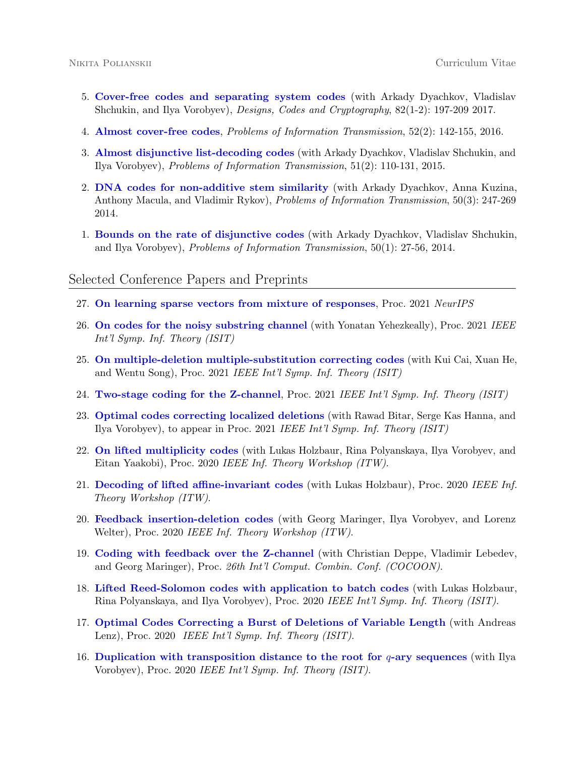5. **Cover-free codes and separating system codes** (with Arkady Dyachkov, Vladislav Shchukin, and Ilya Vorobyev), *Designs, Codes and Cryptography*, 82(1-2): 197-209 2017.

4. **Almost cover-free codes**, *Problems of Information Transmission*, 52(2): 142-155, 2016.

3. **Almost disjunctive list-decoding codes** (with Arkady Dyachkov, Vladislav Shchukin, and Ilya Vorobyev), *Problems of Information Transmission*, 51(2): 110-131, 2015.

2. **DNA codes for non-additive stem similarity** (with Arkady Dyachkov, Anna Kuzina, Anthony Macula, and Vladimir Rykov), *Problems of Information Transmission*, 50(3): 247-269 2014.

1. **Bounds on the rate of disjunctive codes** (with Arkady Dyachkov, Vladislav Shchukin, and Ilya Vorobyev), *Problems of Information Transmission*, 50(1): 27-56, 2014.

## Selected Conference Papers and Preprints

27. **On learning sparse vectors from mixture of responses**, Proc. 2021 *NeurIPS*

26. **On codes for the noisy substring channel** (with Yonatan Yehezkeally), Proc. 2021 *IEEE Int'l Symp. Inf. Theory (ISIT)*

25. **On multiple-deletion multiple-substitution correcting codes** (with Kui Cai, Xuan He, and Wentu Song), Proc. 2021 *IEEE Int'l Symp. Inf. Theory (ISIT)*

24. **Two-stage coding for the Z-channel**, Proc. 2021 *IEEE Int'l Symp. Inf. Theory (ISIT)*

23. **Optimal codes correcting localized deletions** (with Rawad Bitar, Serge Kas Hanna, and Ilya Vorobyev), to appear in Proc. 2021 *IEEE Int'l Symp. Inf. Theory (ISIT)*

22. **On lifted multiplicity codes** (with Lukas Holzbaur, Rina Polyanskaya, Ilya Vorobyev, and Eitan Yaakobi), Proc. 2020 *IEEE Inf. Theory Workshop (ITW).*

21. **Decoding of lifted affine-invariant codes** (with Lukas Holzbaur), Proc. 2020 *IEEE Inf. Theory Workshop (ITW).*

20. **Feedback insertion-deletion codes** (with Georg Maringer, Ilya Vorobyev, and Lorenz Welter), Proc. 2020 *IEEE Inf. Theory Workshop (ITW).*

19. **Coding with feedback over the Z-channel** (with Christian Deppe, Vladimir Lebedev, and Georg Maringer), Proc. *26th Int'l Comput. Combin. Conf. (COCOON).*

18. **Lifted Reed-Solomon codes with application to batch codes** (with Lukas Holzbaur, Rina Polyanskaya, and Ilya Vorobyev), Proc. 2020 *IEEE Int'l Symp. Inf. Theory (ISIT).*

17. **Optimal Codes Correcting a Burst of Deletions of Variable Length** (with Andreas Lenz), Proc. 2020 *IEEE Int'l Symp. Inf. Theory (ISIT).*

16. **Duplication with transposition distance to the root for $q$-ary sequences** (with Ilya Vorobyev), Proc. 2020 *IEEE Int'l Symp. Inf. Theory (ISIT).*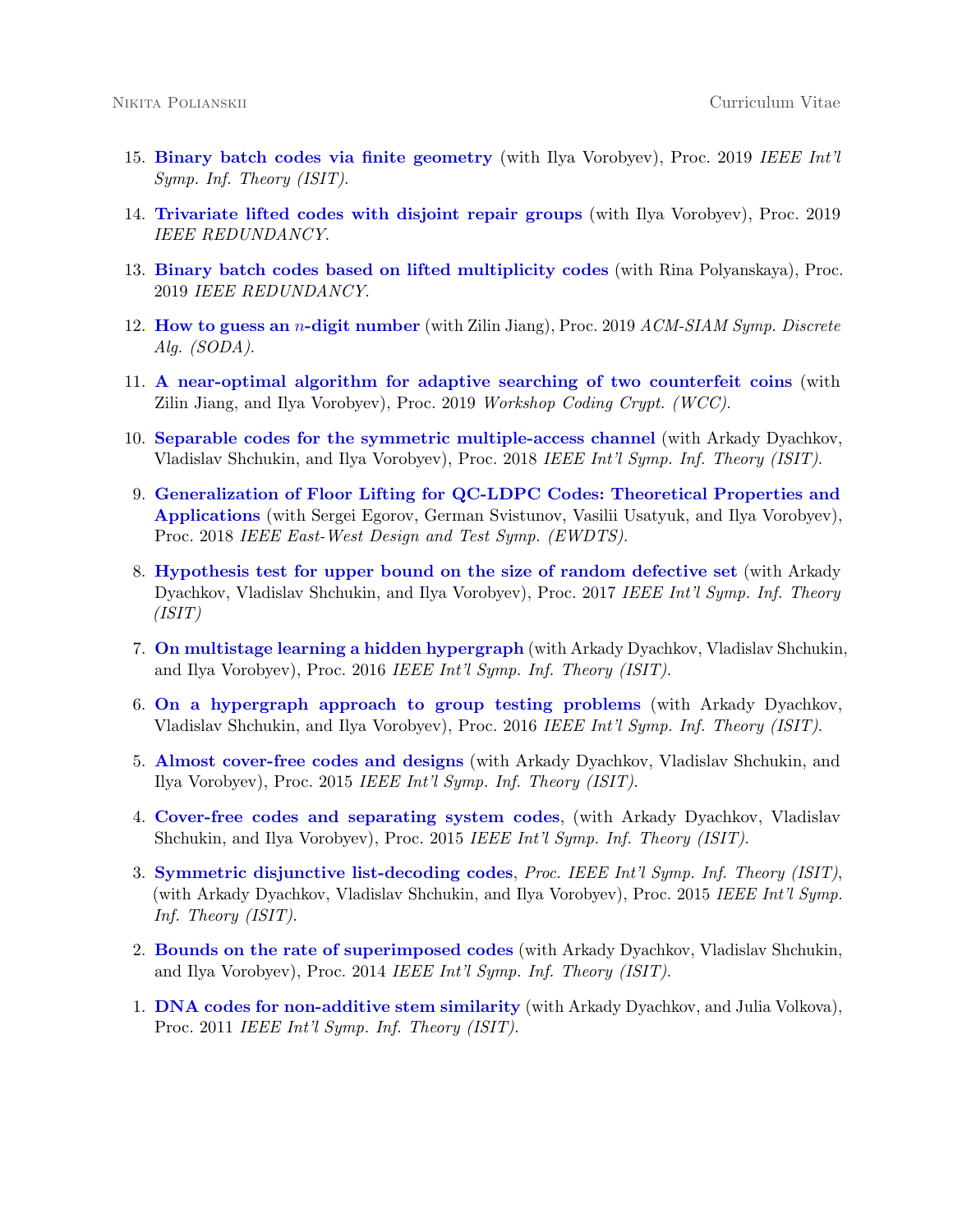15. **Binary batch codes via finite geometry** (with Ilya Vorobyev), Proc. 2019 *IEEE Int'l Symp. Inf. Theory (ISIT)*.

14. **Trivariate lifted codes with disjoint repair groups** (with Ilya Vorobyev), Proc. 2019 *IEEE REDUNDANCY*.

13. **Binary batch codes based on lifted multiplicity codes** (with Rina Polyanskaya), Proc. 2019 *IEEE REDUNDANCY*.

12. **How to guess an $n$-digit number** (with Zilin Jiang), Proc. 2019 *ACM-SIAM Symp. Discrete Alg. (SODA)*.

11. **A near-optimal algorithm for adaptive searching of two counterfeit coins** (with Zilin Jiang, and Ilya Vorobyev), Proc. 2019 *Workshop Coding Crypt. (WCC)*.

10. **Separable codes for the symmetric multiple-access channel** (with Arkady Dyachkov, Vladislav Shchukin, and Ilya Vorobyev), Proc. 2018 *IEEE Int'l Symp. Inf. Theory (ISIT)*.

9. **Generalization of Floor Lifting for QC-LDPC Codes: Theoretical Properties and Applications** (with Sergei Egorov, German Svistunov, Vasilii Usatyuk, and Ilya Vorobyev), Proc. 2018 *IEEE East-West Design and Test Symp. (EWDTS)*.

8. **Hypothesis test for upper bound on the size of random defective set** (with Arkady Dyachkov, Vladislav Shchukin, and Ilya Vorobyev), Proc. 2017 *IEEE Int'l Symp. Inf. Theory (ISIT)*

7. **On multistage learning a hidden hypergraph** (with Arkady Dyachkov, Vladislav Shchukin, and Ilya Vorobyev), Proc. 2016 *IEEE Int'l Symp. Inf. Theory (ISIT)*.

6. **On a hypergraph approach to group testing problems** (with Arkady Dyachkov, Vladislav Shchukin, and Ilya Vorobyev), Proc. 2016 *IEEE Int'l Symp. Inf. Theory (ISIT)*.

5. **Almost cover-free codes and designs** (with Arkady Dyachkov, Vladislav Shchukin, and Ilya Vorobyev), Proc. 2015 *IEEE Int'l Symp. Inf. Theory (ISIT)*.

4. **Cover-free codes and separating system codes**, (with Arkady Dyachkov, Vladislav Shchukin, and Ilya Vorobyev), Proc. 2015 *IEEE Int'l Symp. Inf. Theory (ISIT)*.

3. **Symmetric disjunctive list-decoding codes**, *Proc. IEEE Int'l Symp. Inf. Theory (ISIT)*, (with Arkady Dyachkov, Vladislav Shchukin, and Ilya Vorobyev), Proc. 2015 *IEEE Int'l Symp. Inf. Theory (ISIT)*.

2. **Bounds on the rate of superimposed codes** (with Arkady Dyachkov, Vladislav Shchukin, and Ilya Vorobyev), Proc. 2014 *IEEE Int'l Symp. Inf. Theory (ISIT)*.

1. **DNA codes for non-additive stem similarity** (with Arkady Dyachkov, and Julia Volkova), Proc. 2011 *IEEE Int'l Symp. Inf. Theory (ISIT)*.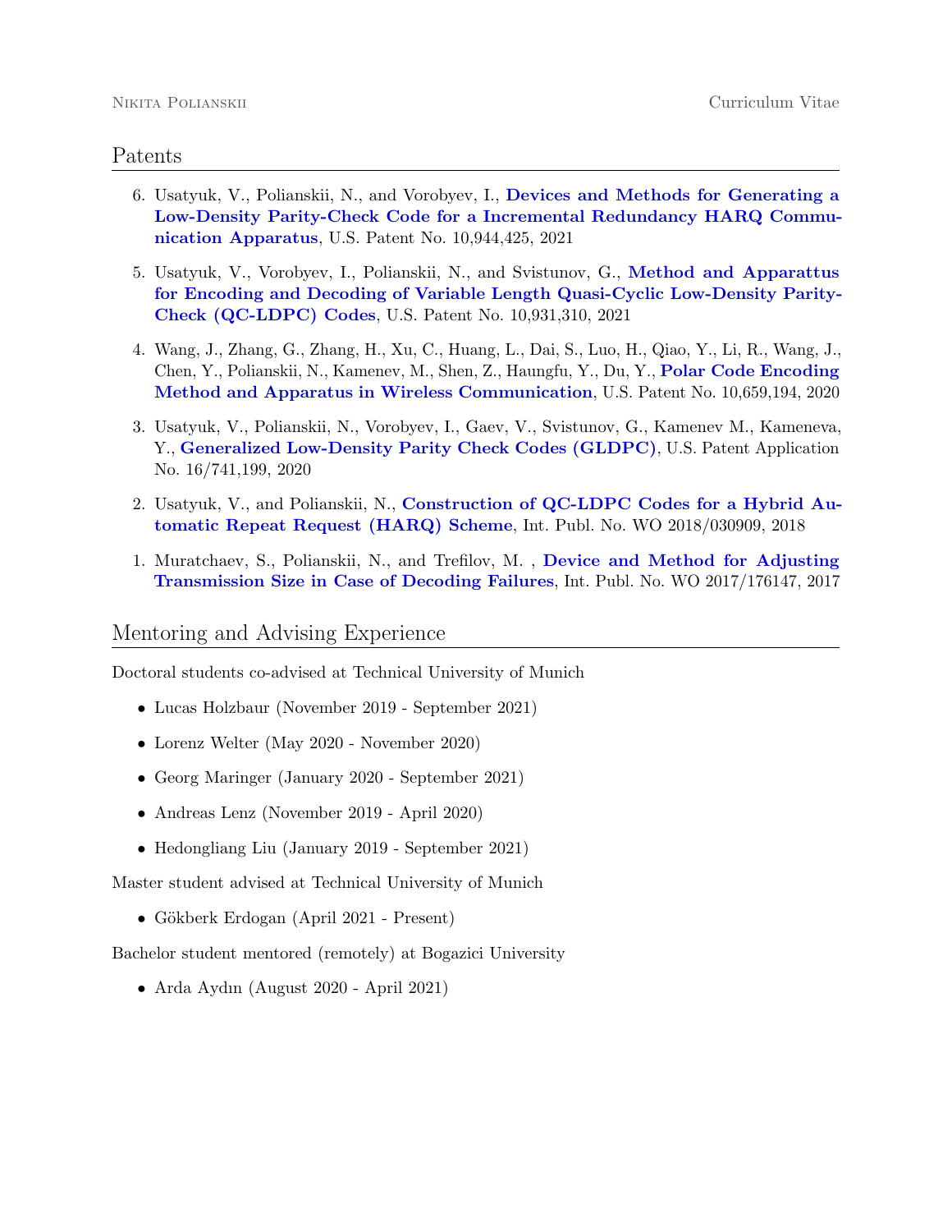## Patents

6. Usatyuk, V., Polianskii, N., and Vorobyev, I., **Devices and Methods for Generating a Low-Density Parity-Check Code for a Incremental Redundancy HARQ Communication Apparatus**, U.S. Patent No. 10,944,425, 2021

5. Usatyuk, V., Vorobyev, I., Polianskii, N., and Svistunov, G., **Method and Apparattus for Encoding and Decoding of Variable Length Quasi-Cyclic Low-Density Parity-Check (QC-LDPC) Codes**, U.S. Patent No. 10,931,310, 2021

4. Wang, J., Zhang, G., Zhang, H., Xu, C., Huang, L., Dai, S., Luo, H., Qiao, Y., Li, R., Wang, J., Chen, Y., Polianskii, N., Kamenev, M., Shen, Z., Haungfu, Y., Du, Y., **Polar Code Encoding Method and Apparatus in Wireless Communication**, U.S. Patent No. 10,659,194, 2020

3. Usatyuk, V., Polianskii, N., Vorobyev, I., Gaev, V., Svistunov, G., Kamenev M., Kameneva, Y., **Generalized Low-Density Parity Check Codes (GLDPC)**, U.S. Patent Application No. 16/741,199, 2020

2. Usatyuk, V., and Polianskii, N., **Construction of QC-LDPC Codes for a Hybrid Automatic Repeat Request (HARQ) Scheme**, Int. Publ. No. WO 2018/030909, 2018

1. Muratchaev, S., Polianskii, N., and Trefilov, M. , **Device and Method for Adjusting Transmission Size in Case of Decoding Failures**, Int. Publ. No. WO 2017/176147, 2017

## Mentoring and Advising Experience

Doctoral students co-advised at Technical University of Munich

- Lucas Holzbaur (November 2019 - September 2021)
- Lorenz Welter (May 2020 - November 2020)
- Georg Maringer (January 2020 - September 2021)
- Andreas Lenz (November 2019 - April 2020)
- Hedongliang Liu (January 2019 - September 2021)

Master student advised at Technical University of Munich

- Gökberk Erdogan (April 2021 - Present)

Bachelor student mentored (remotely) at Bogazici University

- Arda Aydın (August 2020 - April 2021)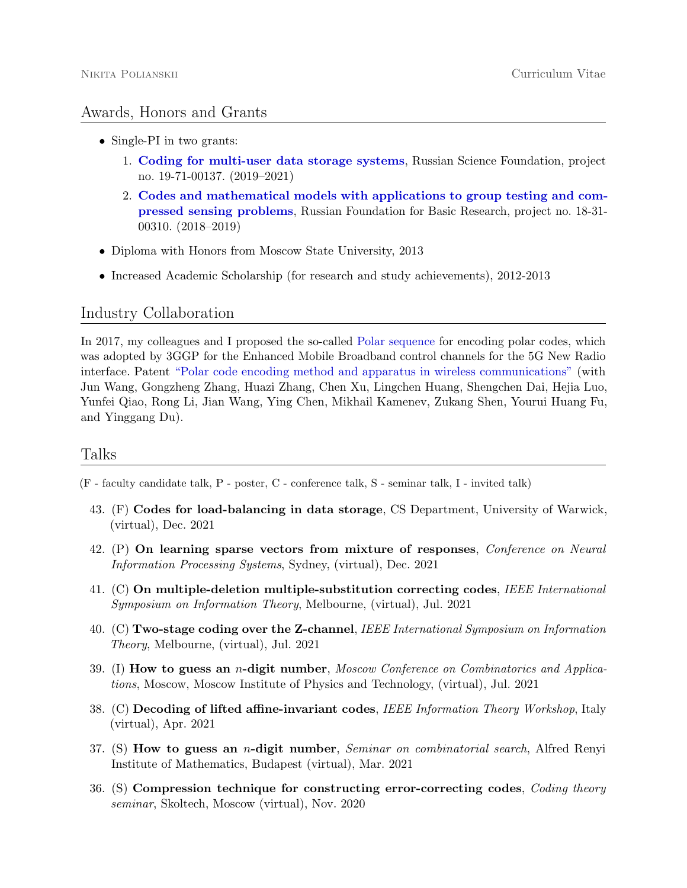## Awards, Honors and Grants

- Single-PI in two grants:
  1. **Coding for multi-user data storage systems**, Russian Science Foundation, project no. 19-71-00137. (2019–2021)
  2. **Codes and mathematical models with applications to group testing and compressed sensing problems**, Russian Foundation for Basic Research, project no. 18-31-00310. (2018–2019)
- Diploma with Honors from Moscow State University, 2013
- Increased Academic Scholarship (for research and study achievements), 2012-2013

## Industry Collaboration

In 2017, my colleagues and I proposed the so-called Polar sequence for encoding polar codes, which was adopted by 3GGP for the Enhanced Mobile Broadband control channels for the 5G New Radio interface. Patent "Polar code encoding method and apparatus in wireless communications" (with Jun Wang, Gongzheng Zhang, Huazi Zhang, Chen Xu, Lingchen Huang, Shengchen Dai, Hejia Luo, Yunfei Qiao, Rong Li, Jian Wang, Ying Chen, Mikhail Kamenev, Zukang Shen, Yourui Huang Fu, and Yinggang Du).

## Talks

(F - faculty candidate talk, P - poster, C - conference talk, S - seminar talk, I - invited talk)

43. (F) **Codes for load-balancing in data storage**, CS Department, University of Warwick, (virtual), Dec. 2021
42. (P) **On learning sparse vectors from mixture of responses**, *Conference on Neural Information Processing Systems*, Sydney, (virtual), Dec. 2021
41. (C) **On multiple-deletion multiple-substitution correcting codes**, *IEEE International Symposium on Information Theory*, Melbourne, (virtual), Jul. 2021
40. (C) **Two-stage coding over the Z-channel**, *IEEE International Symposium on Information Theory*, Melbourne, (virtual), Jul. 2021
39. (I) **How to guess an $n$-digit number**, *Moscow Conference on Combinatorics and Applications*, Moscow, Moscow Institute of Physics and Technology, (virtual), Jul. 2021
38. (C) **Decoding of lifted affine-invariant codes**, *IEEE Information Theory Workshop*, Italy (virtual), Apr. 2021
37. (S) **How to guess an $n$-digit number**, *Seminar on combinatorial search*, Alfred Renyi Institute of Mathematics, Budapest (virtual), Mar. 2021
36. (S) **Compression technique for constructing error-correcting codes**, *Coding theory seminar*, Skoltech, Moscow (virtual), Nov. 2020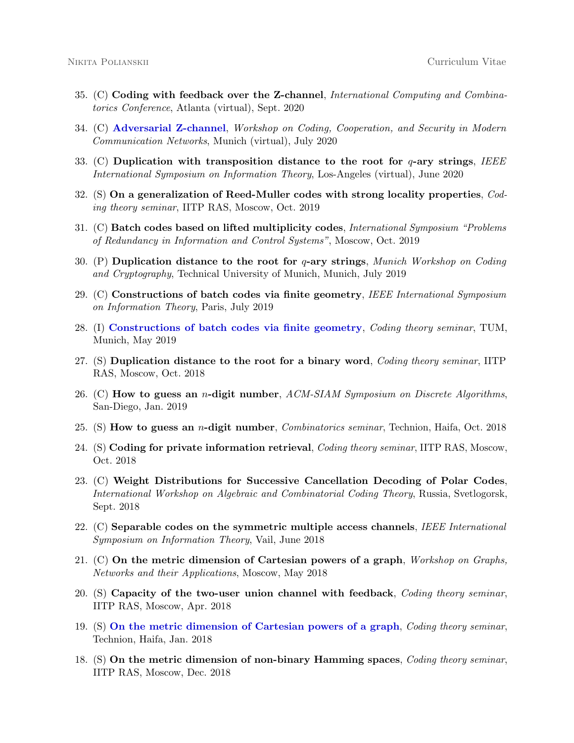35. (C) **Coding with feedback over the Z-channel**, *International Computing and Combinatorics Conference*, Atlanta (virtual), Sept. 2020

34. (C) **Adversarial Z-channel**, *Workshop on Coding, Cooperation, and Security in Modern Communication Networks*, Munich (virtual), July 2020

33. (C) **Duplication with transposition distance to the root for $q$-ary strings**, *IEEE International Symposium on Information Theory*, Los-Angeles (virtual), June 2020

32. (S) **On a generalization of Reed-Muller codes with strong locality properties**, *Coding theory seminar*, IITP RAS, Moscow, Oct. 2019

31. (C) **Batch codes based on lifted multiplicity codes**, *International Symposium "Problems of Redundancy in Information and Control Systems"*, Moscow, Oct. 2019

30. (P) **Duplication distance to the root for $q$-ary strings**, *Munich Workshop on Coding and Cryptography*, Technical University of Munich, Munich, July 2019

29. (C) **Constructions of batch codes via finite geometry**, *IEEE International Symposium on Information Theory*, Paris, July 2019

28. (I) **Constructions of batch codes via finite geometry**, *Coding theory seminar*, TUM, Munich, May 2019

27. (S) **Duplication distance to the root for a binary word**, *Coding theory seminar*, IITP RAS, Moscow, Oct. 2018

26. (C) **How to guess an $n$-digit number**, *ACM-SIAM Symposium on Discrete Algorithms*, San-Diego, Jan. 2019

25. (S) **How to guess an $n$-digit number**, *Combinatorics seminar*, Technion, Haifa, Oct. 2018

24. (S) **Coding for private information retrieval**, *Coding theory seminar*, IITP RAS, Moscow, Oct. 2018

23. (C) **Weight Distributions for Successive Cancellation Decoding of Polar Codes**, *International Workshop on Algebraic and Combinatorial Coding Theory*, Russia, Svetlogorsk, Sept. 2018

22. (C) **Separable codes on the symmetric multiple access channels**, *IEEE International Symposium on Information Theory*, Vail, June 2018

21. (C) **On the metric dimension of Cartesian powers of a graph**, *Workshop on Graphs, Networks and their Applications*, Moscow, May 2018

20. (S) **Capacity of the two-user union channel with feedback**, *Coding theory seminar*, IITP RAS, Moscow, Apr. 2018

19. (S) **On the metric dimension of Cartesian powers of a graph**, *Coding theory seminar*, Technion, Haifa, Jan. 2018

18. (S) **On the metric dimension of non-binary Hamming spaces**, *Coding theory seminar*, IITP RAS, Moscow, Dec. 2018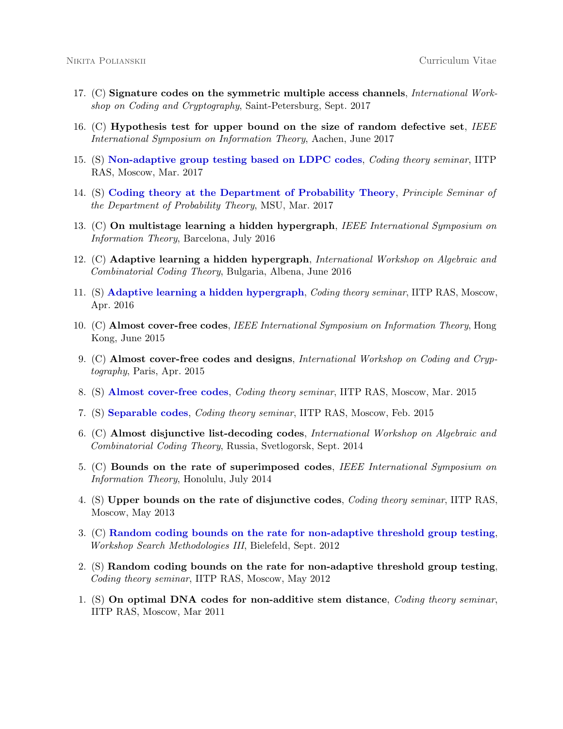17. (C) **Signature codes on the symmetric multiple access channels**, *International Workshop on Coding and Cryptography*, Saint-Petersburg, Sept. 2017

16. (C) **Hypothesis test for upper bound on the size of random defective set**, *IEEE International Symposium on Information Theory*, Aachen, June 2017

15. (S) **Non-adaptive group testing based on LDPC codes**, *Coding theory seminar*, IITP RAS, Moscow, Mar. 2017

14. (S) **Coding theory at the Department of Probability Theory**, *Principle Seminar of the Department of Probability Theory*, MSU, Mar. 2017

13. (C) **On multistage learning a hidden hypergraph**, *IEEE International Symposium on Information Theory*, Barcelona, July 2016

12. (C) **Adaptive learning a hidden hypergraph**, *International Workshop on Algebraic and Combinatorial Coding Theory*, Bulgaria, Albena, June 2016

11. (S) **Adaptive learning a hidden hypergraph**, *Coding theory seminar*, IITP RAS, Moscow, Apr. 2016

10. (C) **Almost cover-free codes**, *IEEE International Symposium on Information Theory*, Hong Kong, June 2015

9. (C) **Almost cover-free codes and designs**, *International Workshop on Coding and Cryptography*, Paris, Apr. 2015

8. (S) **Almost cover-free codes**, *Coding theory seminar*, IITP RAS, Moscow, Mar. 2015

7. (S) **Separable codes**, *Coding theory seminar*, IITP RAS, Moscow, Feb. 2015

6. (C) **Almost disjunctive list-decoding codes**, *International Workshop on Algebraic and Combinatorial Coding Theory*, Russia, Svetlogorsk, Sept. 2014

5. (C) **Bounds on the rate of superimposed codes**, *IEEE International Symposium on Information Theory*, Honolulu, July 2014

4. (S) **Upper bounds on the rate of disjunctive codes**, *Coding theory seminar*, IITP RAS, Moscow, May 2013

3. (C) **Random coding bounds on the rate for non-adaptive threshold group testing**, *Workshop Search Methodologies III*, Bielefeld, Sept. 2012

2. (S) **Random coding bounds on the rate for non-adaptive threshold group testing**, *Coding theory seminar*, IITP RAS, Moscow, May 2012

1. (S) **On optimal DNA codes for non-additive stem distance**, *Coding theory seminar*, IITP RAS, Moscow, Mar 2011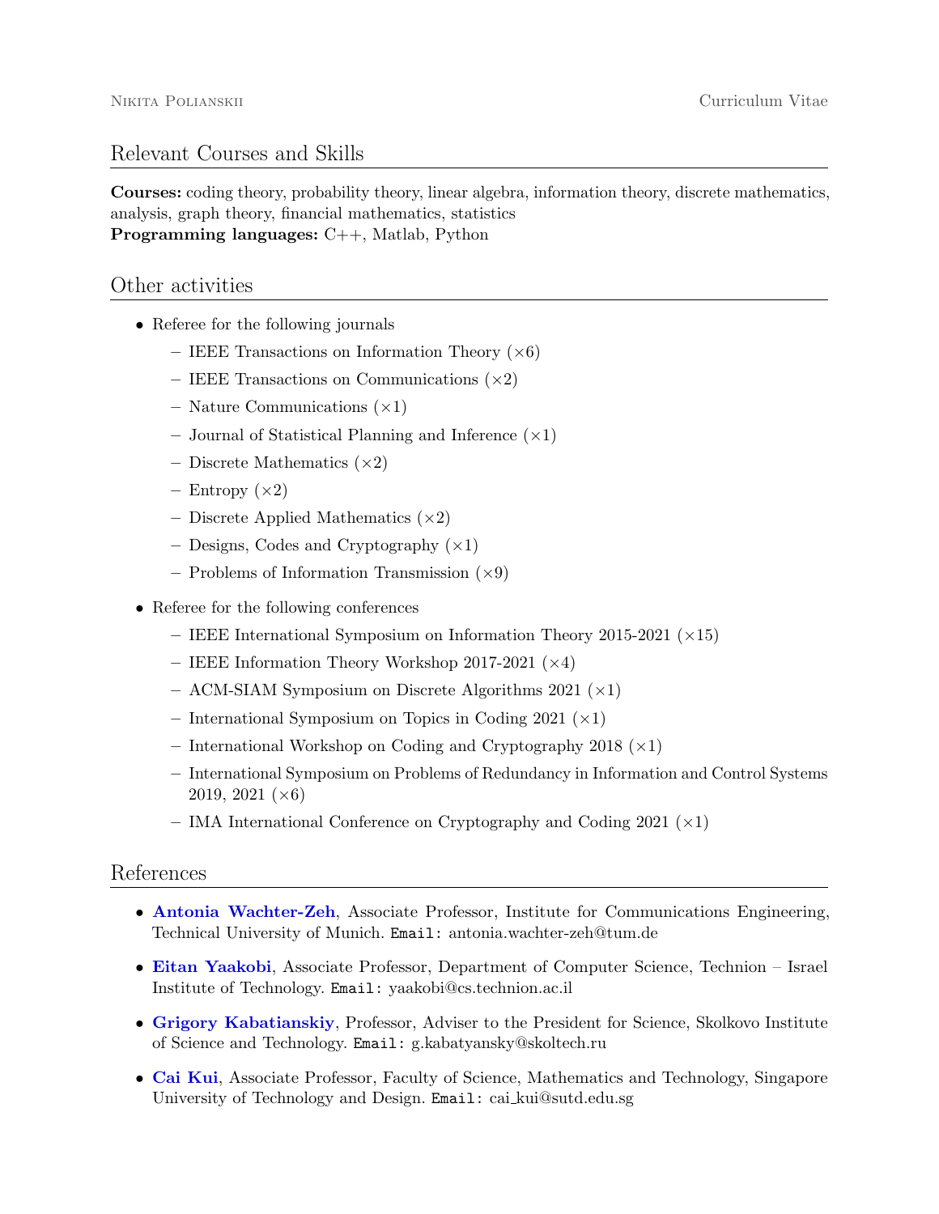## Relevant Courses and Skills

**Courses:** coding theory, probability theory, linear algebra, information theory, discrete mathematics, analysis, graph theory, financial mathematics, statistics
**Programming languages:** C++, Matlab, Python

## Other activities

- Referee for the following journals
  - IEEE Transactions on Information Theory (×6)
  - IEEE Transactions on Communications (×2)
  - Nature Communications (×1)
  - Journal of Statistical Planning and Inference (×1)
  - Discrete Mathematics (×2)
  - Entropy (×2)
  - Discrete Applied Mathematics (×2)
  - Designs, Codes and Cryptography (×1)
  - Problems of Information Transmission (×9)
- Referee for the following conferences
  - IEEE International Symposium on Information Theory 2015-2021 (×15)
  - IEEE Information Theory Workshop 2017-2021 (×4)
  - ACM-SIAM Symposium on Discrete Algorithms 2021 (×1)
  - International Symposium on Topics in Coding 2021 (×1)
  - International Workshop on Coding and Cryptography 2018 (×1)
  - International Symposium on Problems of Redundancy in Information and Control Systems 2019, 2021 (×6)
  - IMA International Conference on Cryptography and Coding 2021 (×1)

## References

- **Antonia Wachter-Zeh**, Associate Professor, Institute for Communications Engineering, Technical University of Munich. `Email:` antonia.wachter-zeh@tum.de
- **Eitan Yaakobi**, Associate Professor, Department of Computer Science, Technion – Israel Institute of Technology. `Email:` yaakobi@cs.technion.ac.il
- **Grigory Kabatianskiy**, Professor, Adviser to the President for Science, Skolkovo Institute of Science and Technology. `Email:` g.kabatyansky@skoltech.ru
- **Cai Kui**, Associate Professor, Faculty of Science, Mathematics and Technology, Singapore University of Technology and Design. `Email:` cai_kui@sutd.edu.sg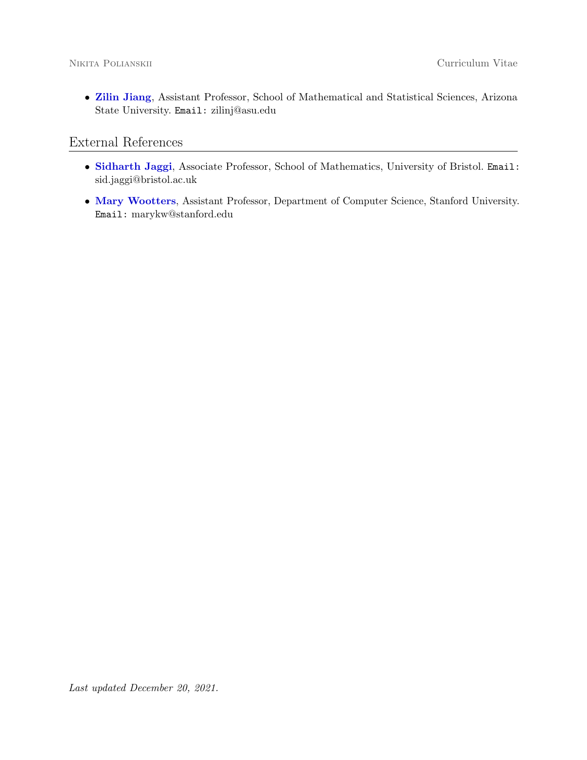- **Zilin Jiang**, Assistant Professor, School of Mathematical and Statistical Sciences, Arizona State University. `Email:` zilinj@asu.edu

## External References

- **Sidharth Jaggi**, Associate Professor, School of Mathematics, University of Bristol. `Email:` sid.jaggi@bristol.ac.uk
- **Mary Wootters**, Assistant Professor, Department of Computer Science, Stanford University. `Email:` marykw@stanford.edu

*Last updated December 20, 2021.*